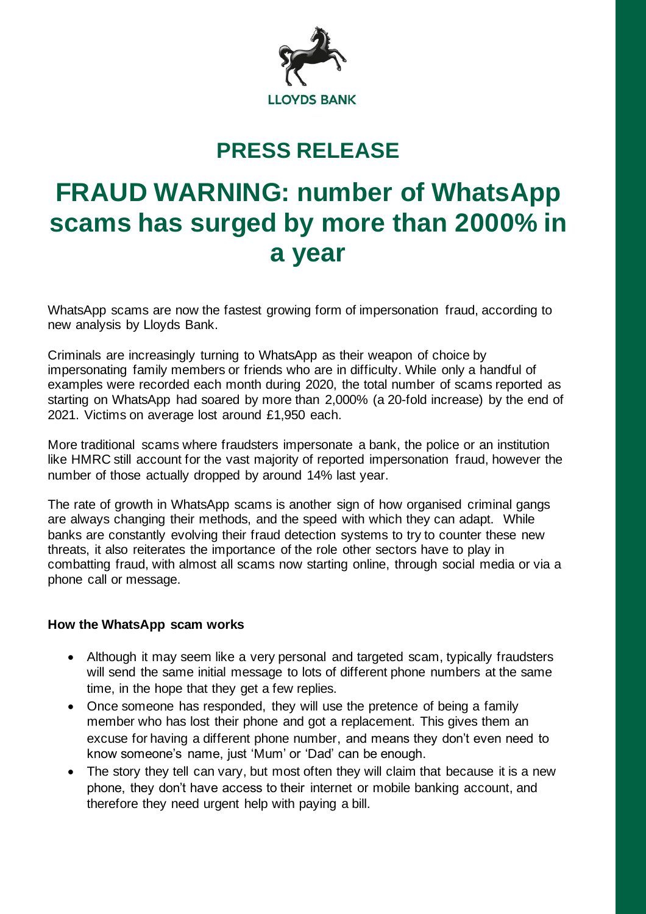LLOYDS BANK

# PRESS RELEASE

# FRAUD WARNING: number of WhatsApp scams has surged by more than 2000% in a year

WhatsApp scams are now the fastest growing form of impersonation fraud, according to new analysis by Lloyds Bank.

Criminals are increasingly turning to WhatsApp as their weapon of choice by impersonating family members or friends who are in difficulty. While only a handful of examples were recorded each month during 2020, the total number of scams reported as starting on WhatsApp had soared by more than 2,000% (a 20-fold increase) by the end of 2021. Victims on average lost around £1,950 each.

More traditional scams where fraudsters impersonate a bank, the police or an institution like HMRC still account for the vast majority of reported impersonation fraud, however the number of those actually dropped by around 14% last year.

The rate of growth in WhatsApp scams is another sign of how organised criminal gangs are always changing their methods, and the speed with which they can adapt. While banks are constantly evolving their fraud detection systems to try to counter these new threats, it also reiterates the importance of the role other sectors have to play in combatting fraud, with almost all scams now starting online, through social media or via a phone call or message.

**How the WhatsApp scam works**

- Although it may seem like a very personal and targeted scam, typically fraudsters will send the same initial message to lots of different phone numbers at the same time, in the hope that they get a few replies.
- Once someone has responded, they will use the pretence of being a family member who has lost their phone and got a replacement. This gives them an excuse for having a different phone number, and means they don't even need to know someone's name, just 'Mum' or 'Dad' can be enough.
- The story they tell can vary, but most often they will claim that because it is a new phone, they don't have access to their internet or mobile banking account, and therefore they need urgent help with paying a bill.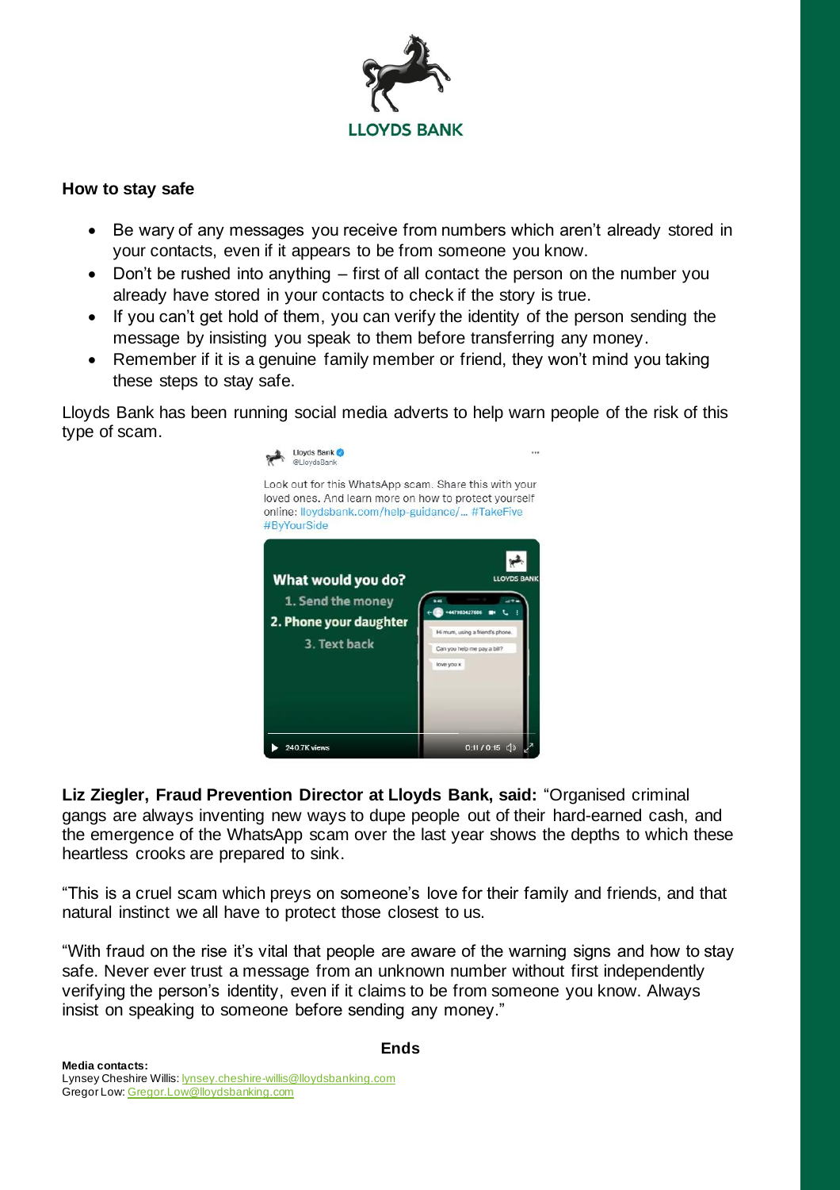## How to stay safe

- Be wary of any messages you receive from numbers which aren't already stored in your contacts, even if it appears to be from someone you know.
- Don't be rushed into anything – first of all contact the person on the number you already have stored in your contacts to check if the story is true.
- If you can't get hold of them, you can verify the identity of the person sending the message by insisting you speak to them before transferring any money.
- Remember if it is a genuine family member or friend, they won't mind you taking these steps to stay safe.

Lloyds Bank has been running social media adverts to help warn people of the risk of this type of scam.

Lloyds Bank
@LloydsBank

Look out for this WhatsApp scam. Share this with your loved ones. And learn more on how to protect yourself online: lloydsbank.com/help-guidance/… #TakeFive #ByYourSide

What would you do?
1. Send the money
2. Phone your daughter
3. Text back

LLOYDS BANK

Hi mum, using a friend's phone.
Can you help me pay a bill?
love you x

240.7K views
0:11 / 0:15

**Liz Ziegler, Fraud Prevention Director at Lloyds Bank, said:** "Organised criminal gangs are always inventing new ways to dupe people out of their hard-earned cash, and the emergence of the WhatsApp scam over the last year shows the depths to which these heartless crooks are prepared to sink.

"This is a cruel scam which preys on someone's love for their family and friends, and that natural instinct we all have to protect those closest to us.

"With fraud on the rise it's vital that people are aware of the warning signs and how to stay safe. Never ever trust a message from an unknown number without first independently verifying the person's identity, even if it claims to be from someone you know. Always insist on speaking to someone before sending any money."

**Ends**

**Media contacts:**
Lynsey Cheshire Willis: lynsey.cheshire-willis@lloydsbanking.com
Gregor Low: Gregor.Low@lloydsbanking.com